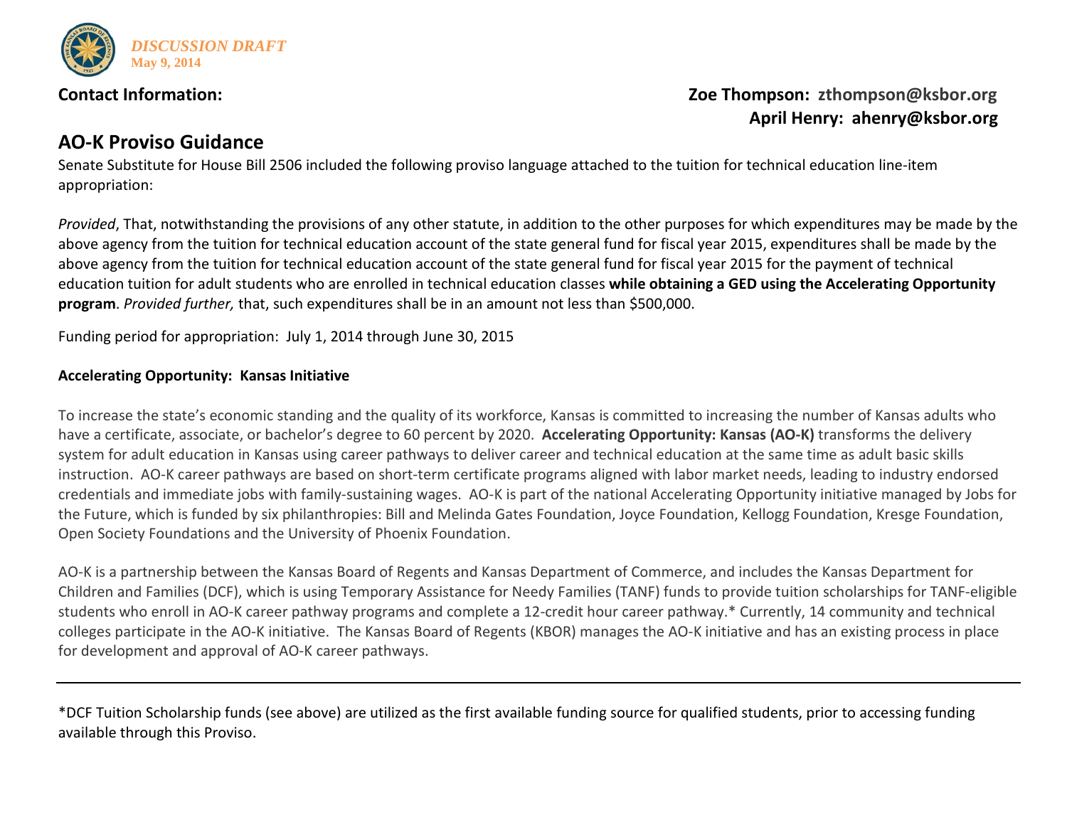*DISCUSSION DRAFT*
**May 9, 2014**

**Contact Information:**

**Zoe Thompson: zthompson@ksbor.org**
**April Henry: ahenry@ksbor.org**

## AO-K Proviso Guidance

Senate Substitute for House Bill 2506 included the following proviso language attached to the tuition for technical education line-item appropriation:

*Provided*, That, notwithstanding the provisions of any other statute, in addition to the other purposes for which expenditures may be made by the above agency from the tuition for technical education account of the state general fund for fiscal year 2015, expenditures shall be made by the above agency from the tuition for technical education account of the state general fund for fiscal year 2015 for the payment of technical education tuition for adult students who are enrolled in technical education classes **while obtaining a GED using the Accelerating Opportunity program**. *Provided further,* that, such expenditures shall be in an amount not less than $500,000.

Funding period for appropriation: July 1, 2014 through June 30, 2015

### Accelerating Opportunity: Kansas Initiative

To increase the state's economic standing and the quality of its workforce, Kansas is committed to increasing the number of Kansas adults who have a certificate, associate, or bachelor's degree to 60 percent by 2020. **Accelerating Opportunity: Kansas (AO-K)** transforms the delivery system for adult education in Kansas using career pathways to deliver career and technical education at the same time as adult basic skills instruction. AO-K career pathways are based on short-term certificate programs aligned with labor market needs, leading to industry endorsed credentials and immediate jobs with family-sustaining wages. AO-K is part of the national Accelerating Opportunity initiative managed by Jobs for the Future, which is funded by six philanthropies: Bill and Melinda Gates Foundation, Joyce Foundation, Kellogg Foundation, Kresge Foundation, Open Society Foundations and the University of Phoenix Foundation.

AO-K is a partnership between the Kansas Board of Regents and Kansas Department of Commerce, and includes the Kansas Department for Children and Families (DCF), which is using Temporary Assistance for Needy Families (TANF) funds to provide tuition scholarships for TANF-eligible students who enroll in AO-K career pathway programs and complete a 12-credit hour career pathway.* Currently, 14 community and technical colleges participate in the AO-K initiative. The Kansas Board of Regents (KBOR) manages the AO-K initiative and has an existing process in place for development and approval of AO-K career pathways.

---

*DCF Tuition Scholarship funds (see above) are utilized as the first available funding source for qualified students, prior to accessing funding available through this Proviso.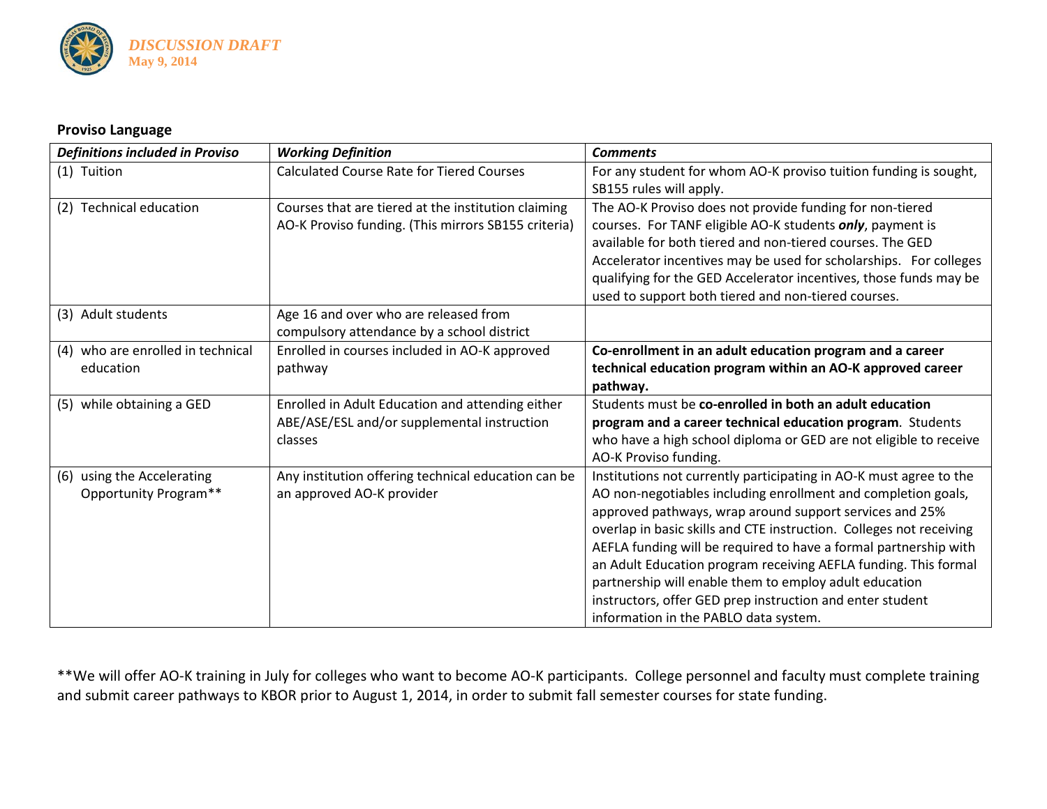DISCUSSION DRAFT
May 9, 2014

**Proviso Language**

| ***Definitions included in Proviso*** | ***Working Definition*** | ***Comments*** |
|---|---|---|
| (1) Tuition | Calculated Course Rate for Tiered Courses | For any student for whom AO-K proviso tuition funding is sought, SB155 rules will apply. |
| (2) Technical education | Courses that are tiered at the institution claiming AO-K Proviso funding. (This mirrors SB155 criteria) | The AO-K Proviso does not provide funding for non-tiered courses. For TANF eligible AO-K students ***only***, payment is available for both tiered and non-tiered courses. The GED Accelerator incentives may be used for scholarships. For colleges qualifying for the GED Accelerator incentives, those funds may be used to support both tiered and non-tiered courses. |
| (3) Adult students | Age 16 and over who are released from compulsory attendance by a school district | |
| (4) who are enrolled in technical education | Enrolled in courses included in AO-K approved pathway | **Co-enrollment in an adult education program and a career technical education program within an AO-K approved career pathway.** |
| (5) while obtaining a GED | Enrolled in Adult Education and attending either ABE/ASE/ESL and/or supplemental instruction classes | Students must be **co-enrolled in both an adult education program and a career technical education program**. Students who have a high school diploma or GED are not eligible to receive AO-K Proviso funding. |
| (6) using the Accelerating Opportunity Program** | Any institution offering technical education can be an approved AO-K provider | Institutions not currently participating in AO-K must agree to the AO non-negotiables including enrollment and completion goals, approved pathways, wrap around support services and 25% overlap in basic skills and CTE instruction. Colleges not receiving AEFLA funding will be required to have a formal partnership with an Adult Education program receiving AEFLA funding. This formal partnership will enable them to employ adult education instructors, offer GED prep instruction and enter student information in the PABLO data system. |

**We will offer AO-K training in July for colleges who want to become AO-K participants. College personnel and faculty must complete training and submit career pathways to KBOR prior to August 1, 2014, in order to submit fall semester courses for state funding.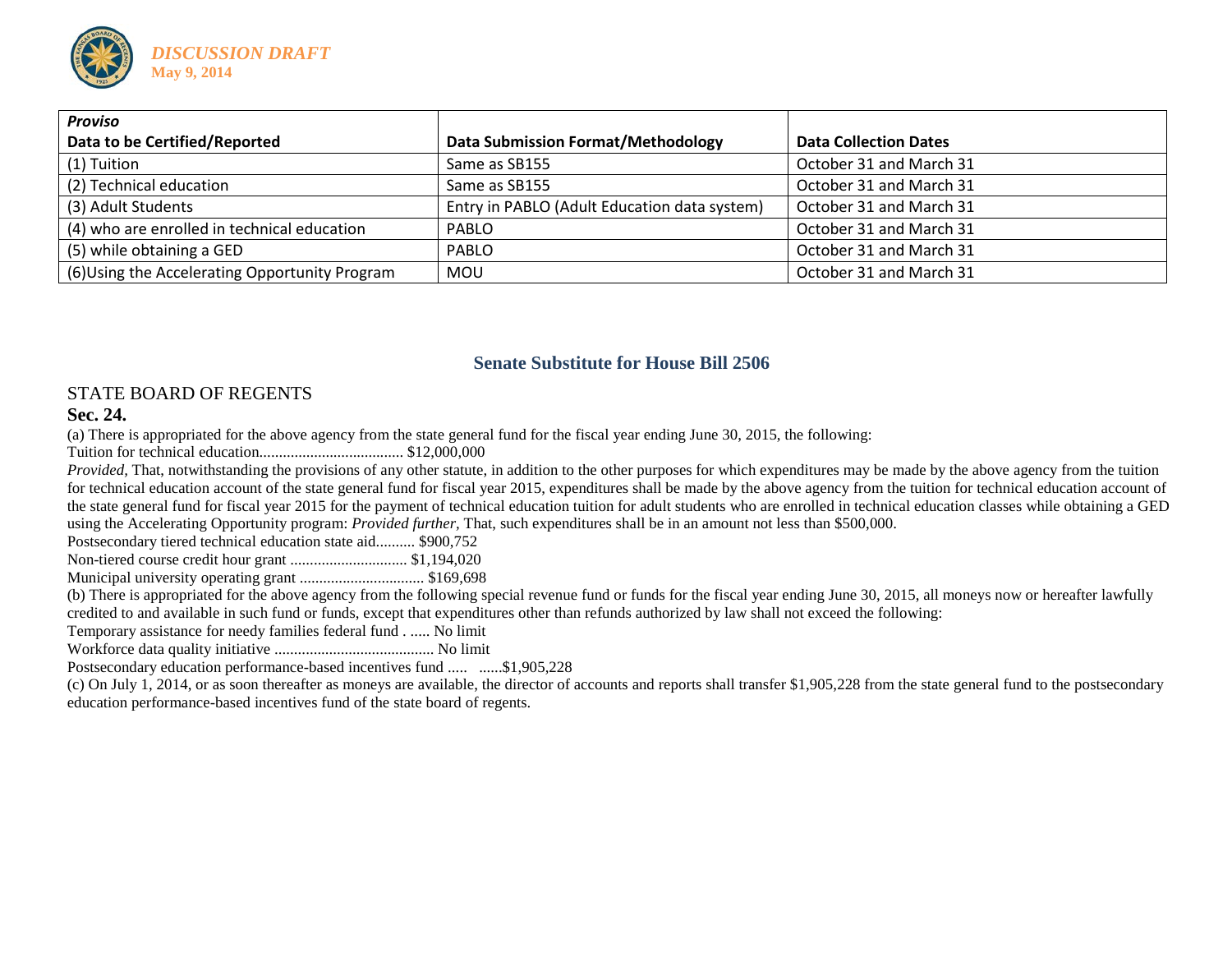*DISCUSSION DRAFT*
**May 9, 2014**

| ***Proviso*** **Data to be Certified/Reported** | **Data Submission Format/Methodology** | **Data Collection Dates** |
|---|---|---|
| (1) Tuition | Same as SB155 | October 31 and March 31 |
| (2) Technical education | Same as SB155 | October 31 and March 31 |
| (3) Adult Students | Entry in PABLO (Adult Education data system) | October 31 and March 31 |
| (4) who are enrolled in technical education | PABLO | October 31 and March 31 |
| (5) while obtaining a GED | PABLO | October 31 and March 31 |
| (6)Using the Accelerating Opportunity Program | MOU | October 31 and March 31 |

## Senate Substitute for House Bill 2506

STATE BOARD OF REGENTS

**Sec. 24.**

(a) There is appropriated for the above agency from the state general fund for the fiscal year ending June 30, 2015, the following:

Tuition for technical education.................................... $12,000,000

*Provided,* That, notwithstanding the provisions of any other statute, in addition to the other purposes for which expenditures may be made by the above agency from the tuition for technical education account of the state general fund for fiscal year 2015, expenditures shall be made by the above agency from the tuition for technical education account of the state general fund for fiscal year 2015 for the payment of technical education tuition for adult students who are enrolled in technical education classes while obtaining a GED using the Accelerating Opportunity program: *Provided further*, That, such expenditures shall be in an amount not less than $500,000.

Postsecondary tiered technical education state aid.......... $900,752

Non-tiered course credit hour grant .............................. $1,194,020

Municipal university operating grant ................................ $169,698

(b) There is appropriated for the above agency from the following special revenue fund or funds for the fiscal year ending June 30, 2015, all moneys now or hereafter lawfully credited to and available in such fund or funds, except that expenditures other than refunds authorized by law shall not exceed the following:

Temporary assistance for needy families federal fund . ..... No limit

Workforce data quality initiative ......................................... No limit

Postsecondary education performance-based incentives fund ..... ......$1,905,228

(c) On July 1, 2014, or as soon thereafter as moneys are available, the director of accounts and reports shall transfer $1,905,228 from the state general fund to the postsecondary education performance-based incentives fund of the state board of regents.